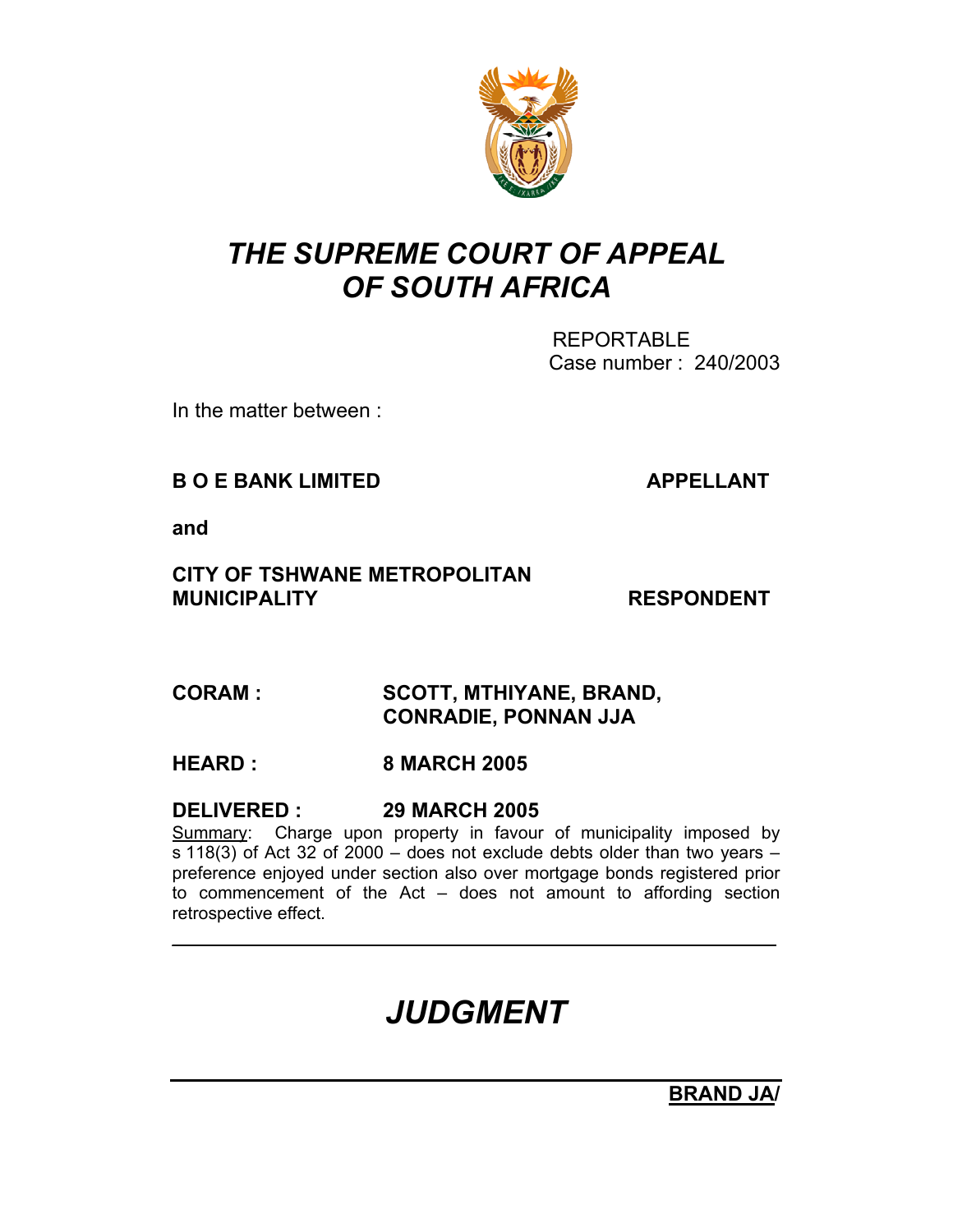# *THE SUPREME COURT OF APPEAL OF SOUTH AFRICA*

REPORTABLE
Case number : 240/2003

In the matter between :

**B O E BANK LIMITED** **APPELLANT**

**and**

**CITY OF TSHWANE METROPOLITAN MUNICIPALITY** **RESPONDENT**

**CORAM :** **SCOTT, MTHIYANE, BRAND, CONRADIE, PONNAN JJA**

**HEARD :** **8 MARCH 2005**

**DELIVERED :** **29 MARCH 2005**

Summary: Charge upon property in favour of municipality imposed by s 118(3) of Act 32 of 2000 – does not exclude debts older than two years – preference enjoyed under section also over mortgage bonds registered prior to commencement of the Act – does not amount to affording section retrospective effect.

---

# *JUDGMENT*

---

**BRAND JA/**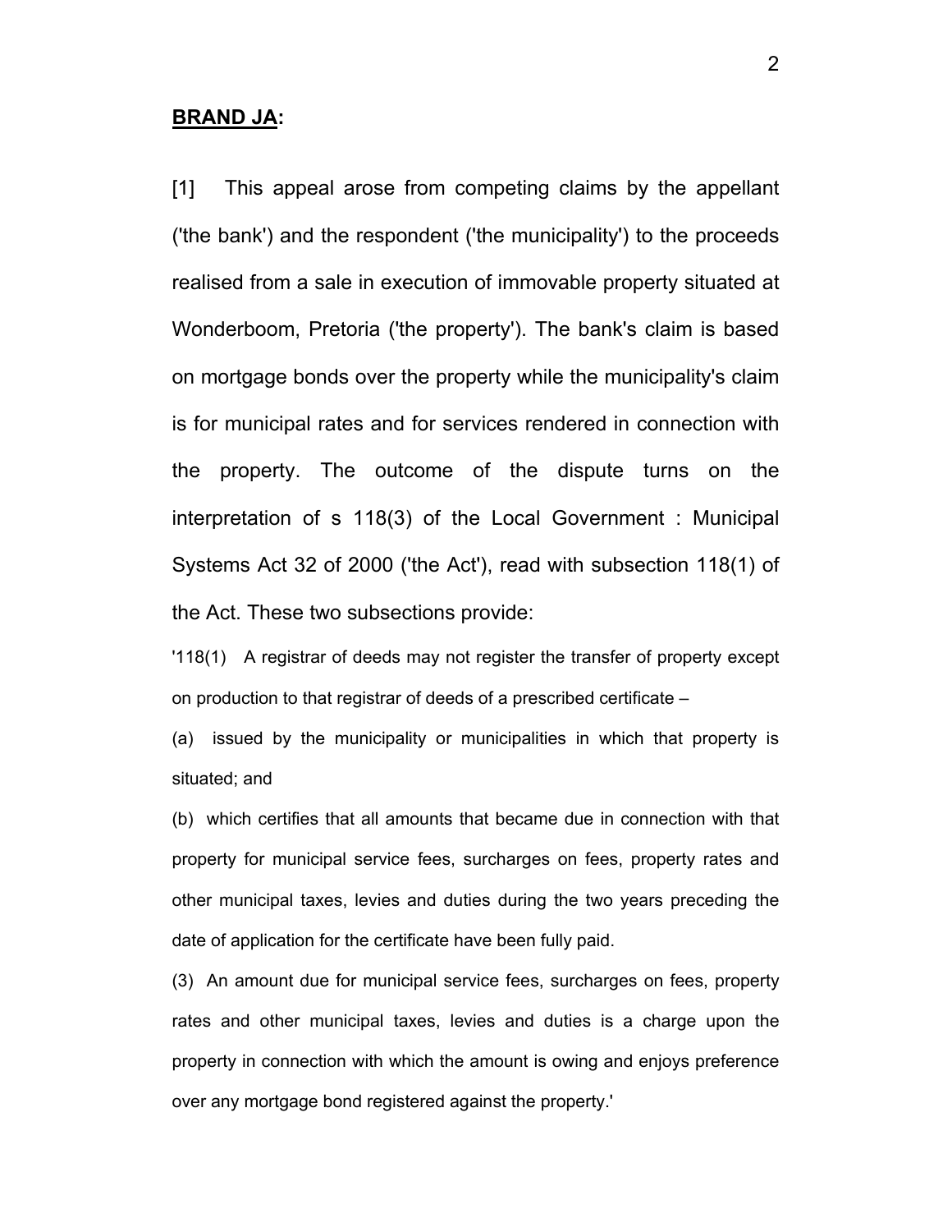**BRAND JA:**

[1] This appeal arose from competing claims by the appellant ('the bank') and the respondent ('the municipality') to the proceeds realised from a sale in execution of immovable property situated at Wonderboom, Pretoria ('the property'). The bank's claim is based on mortgage bonds over the property while the municipality's claim is for municipal rates and for services rendered in connection with the property. The outcome of the dispute turns on the interpretation of s 118(3) of the Local Government : Municipal Systems Act 32 of 2000 ('the Act'), read with subsection 118(1) of the Act. These two subsections provide:

'118(1) A registrar of deeds may not register the transfer of property except on production to that registrar of deeds of a prescribed certificate –

(a) issued by the municipality or municipalities in which that property is situated; and

(b) which certifies that all amounts that became due in connection with that property for municipal service fees, surcharges on fees, property rates and other municipal taxes, levies and duties during the two years preceding the date of application for the certificate have been fully paid.

(3) An amount due for municipal service fees, surcharges on fees, property rates and other municipal taxes, levies and duties is a charge upon the property in connection with which the amount is owing and enjoys preference over any mortgage bond registered against the property.'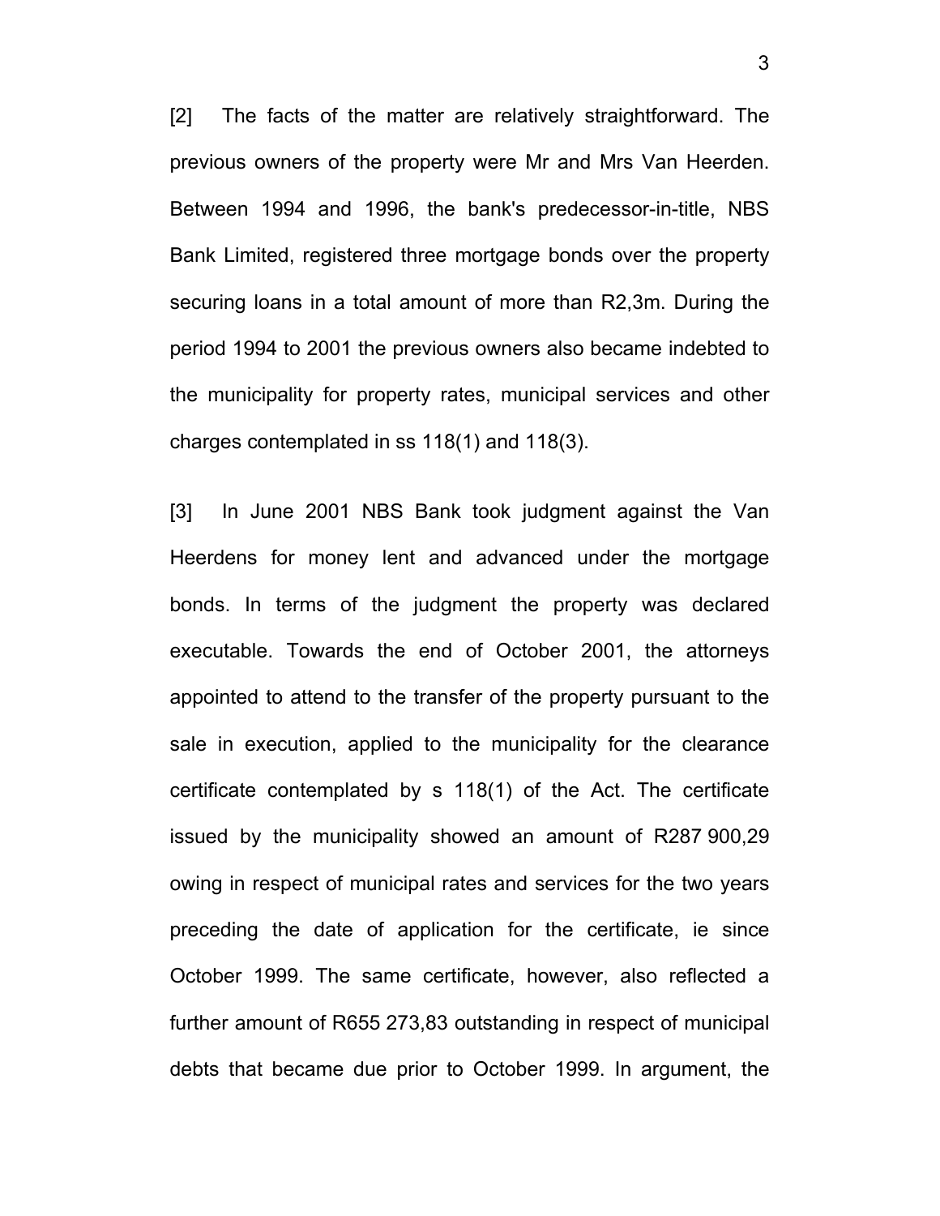[2] The facts of the matter are relatively straightforward. The previous owners of the property were Mr and Mrs Van Heerden. Between 1994 and 1996, the bank's predecessor-in-title, NBS Bank Limited, registered three mortgage bonds over the property securing loans in a total amount of more than R2,3m. During the period 1994 to 2001 the previous owners also became indebted to the municipality for property rates, municipal services and other charges contemplated in ss 118(1) and 118(3).

[3] In June 2001 NBS Bank took judgment against the Van Heerdens for money lent and advanced under the mortgage bonds. In terms of the judgment the property was declared executable. Towards the end of October 2001, the attorneys appointed to attend to the transfer of the property pursuant to the sale in execution, applied to the municipality for the clearance certificate contemplated by s 118(1) of the Act. The certificate issued by the municipality showed an amount of R287 900,29 owing in respect of municipal rates and services for the two years preceding the date of application for the certificate, ie since October 1999. The same certificate, however, also reflected a further amount of R655 273,83 outstanding in respect of municipal debts that became due prior to October 1999. In argument, the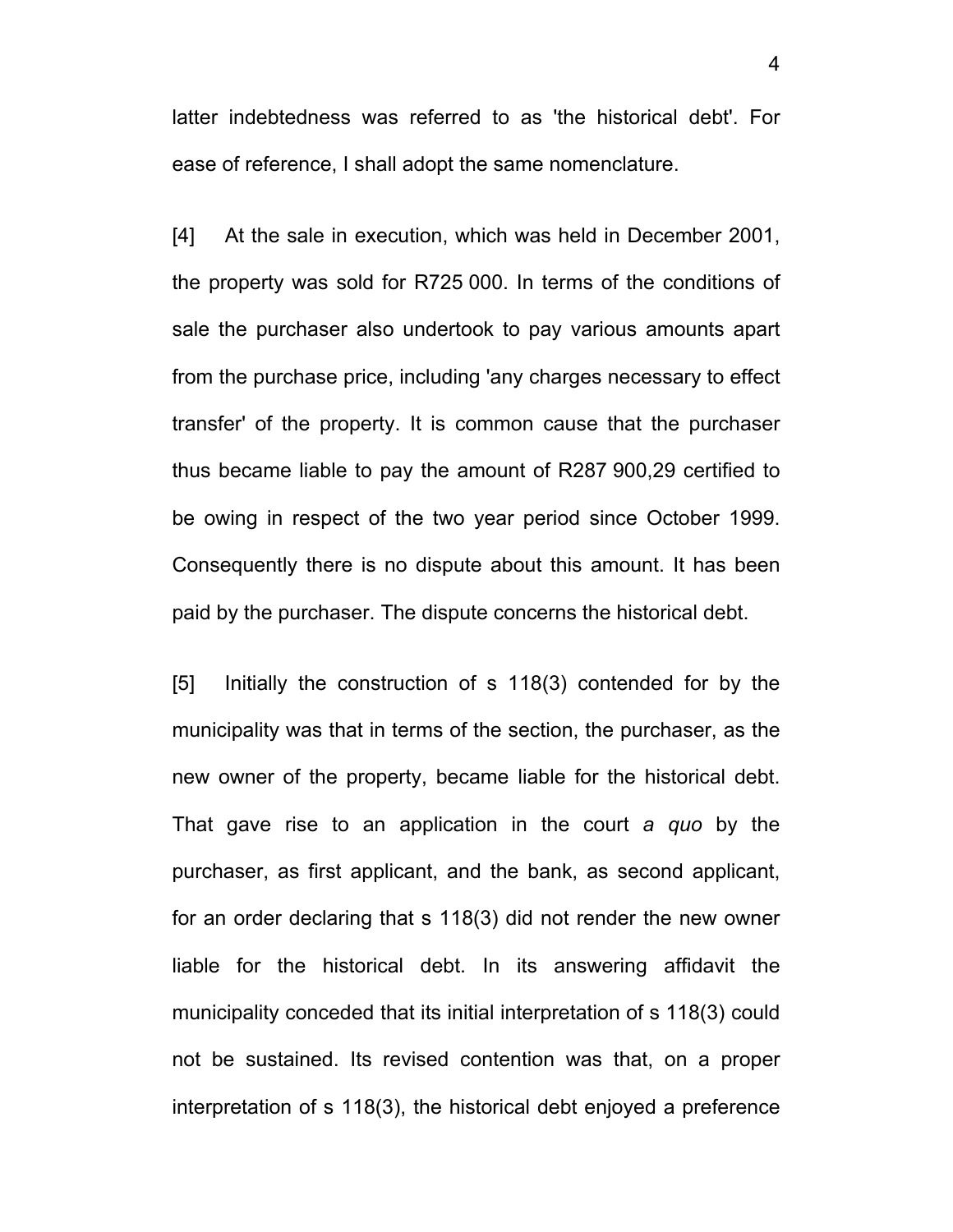latter indebtedness was referred to as 'the historical debt'. For ease of reference, I shall adopt the same nomenclature.

[4] At the sale in execution, which was held in December 2001, the property was sold for R725 000. In terms of the conditions of sale the purchaser also undertook to pay various amounts apart from the purchase price, including 'any charges necessary to effect transfer' of the property. It is common cause that the purchaser thus became liable to pay the amount of R287 900,29 certified to be owing in respect of the two year period since October 1999. Consequently there is no dispute about this amount. It has been paid by the purchaser. The dispute concerns the historical debt.

[5] Initially the construction of s 118(3) contended for by the municipality was that in terms of the section, the purchaser, as the new owner of the property, became liable for the historical debt. That gave rise to an application in the court *a quo* by the purchaser, as first applicant, and the bank, as second applicant, for an order declaring that s 118(3) did not render the new owner liable for the historical debt. In its answering affidavit the municipality conceded that its initial interpretation of s 118(3) could not be sustained. Its revised contention was that, on a proper interpretation of s 118(3), the historical debt enjoyed a preference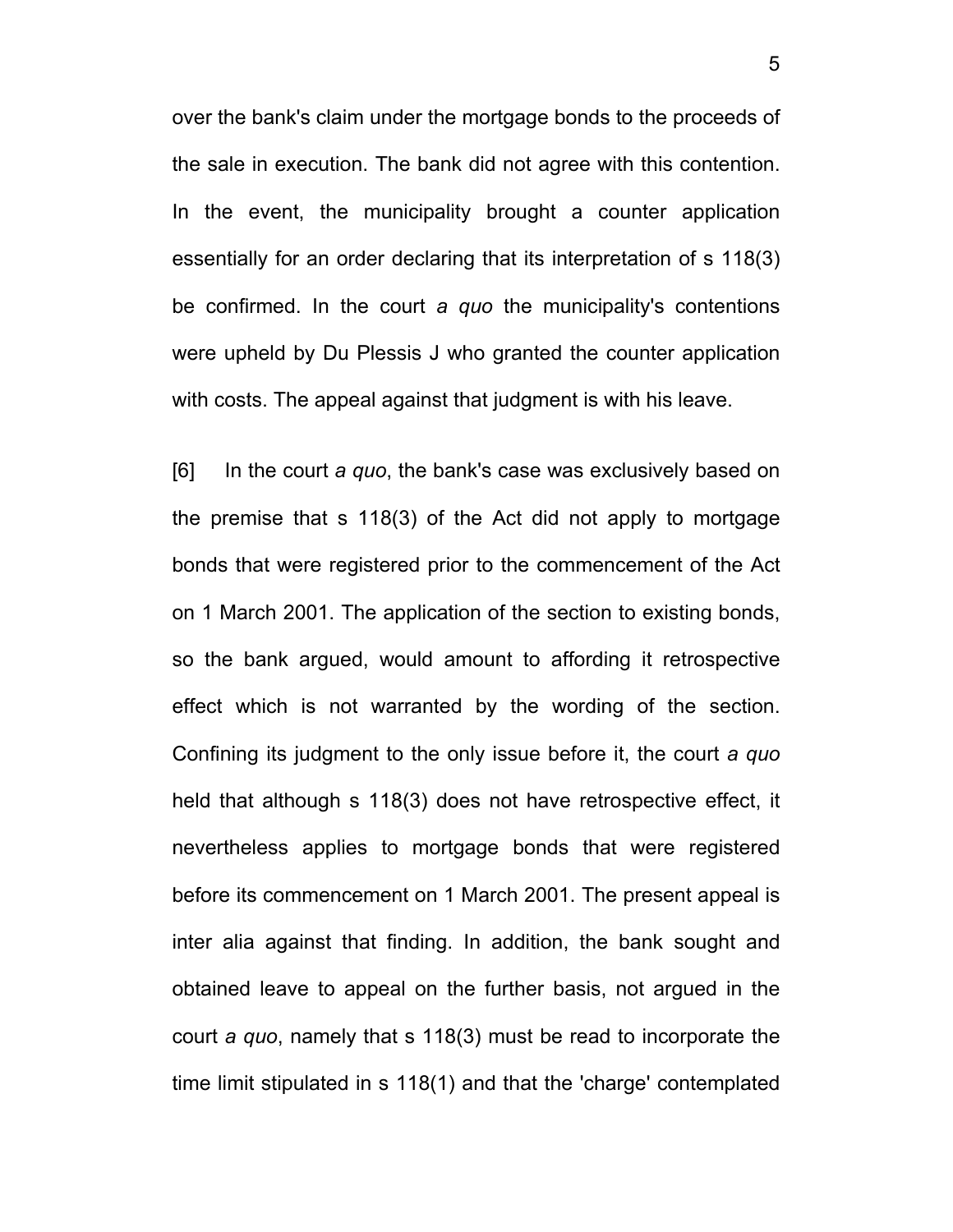over the bank's claim under the mortgage bonds to the proceeds of the sale in execution. The bank did not agree with this contention. In the event, the municipality brought a counter application essentially for an order declaring that its interpretation of s 118(3) be confirmed. In the court *a quo* the municipality's contentions were upheld by Du Plessis J who granted the counter application with costs. The appeal against that judgment is with his leave.

[6] In the court *a quo*, the bank's case was exclusively based on the premise that s 118(3) of the Act did not apply to mortgage bonds that were registered prior to the commencement of the Act on 1 March 2001. The application of the section to existing bonds, so the bank argued, would amount to affording it retrospective effect which is not warranted by the wording of the section. Confining its judgment to the only issue before it, the court *a quo* held that although s 118(3) does not have retrospective effect, it nevertheless applies to mortgage bonds that were registered before its commencement on 1 March 2001. The present appeal is inter alia against that finding. In addition, the bank sought and obtained leave to appeal on the further basis, not argued in the court *a quo*, namely that s 118(3) must be read to incorporate the time limit stipulated in s 118(1) and that the 'charge' contemplated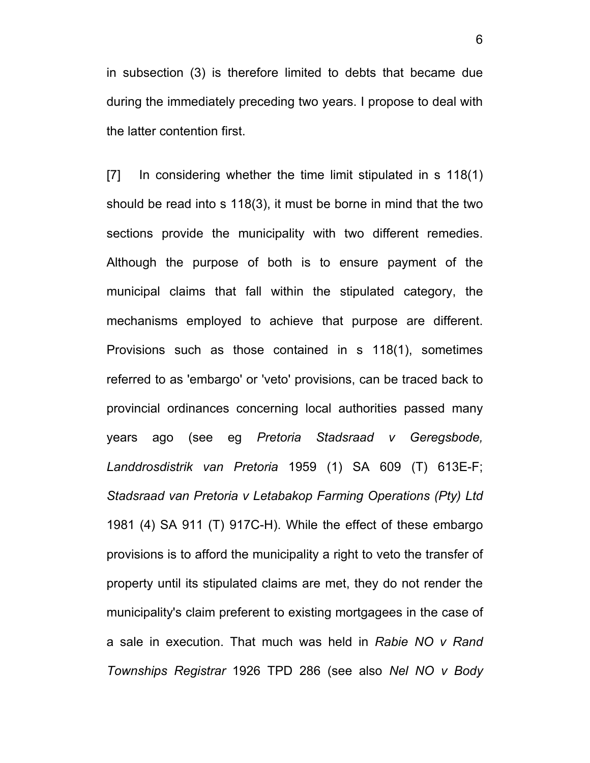in subsection (3) is therefore limited to debts that became due during the immediately preceding two years. I propose to deal with the latter contention first.

[7] In considering whether the time limit stipulated in s 118(1) should be read into s 118(3), it must be borne in mind that the two sections provide the municipality with two different remedies. Although the purpose of both is to ensure payment of the municipal claims that fall within the stipulated category, the mechanisms employed to achieve that purpose are different. Provisions such as those contained in s 118(1), sometimes referred to as 'embargo' or 'veto' provisions, can be traced back to provincial ordinances concerning local authorities passed many years ago (see eg *Pretoria Stadsraad v Geregsbode, Landdrosdistrik van Pretoria* 1959 (1) SA 609 (T) 613E-F; *Stadsraad van Pretoria v Letabakop Farming Operations (Pty) Ltd* 1981 (4) SA 911 (T) 917C-H). While the effect of these embargo provisions is to afford the municipality a right to veto the transfer of property until its stipulated claims are met, they do not render the municipality's claim preferent to existing mortgagees in the case of a sale in execution. That much was held in *Rabie NO v Rand Townships Registrar* 1926 TPD 286 (see also *Nel NO v Body*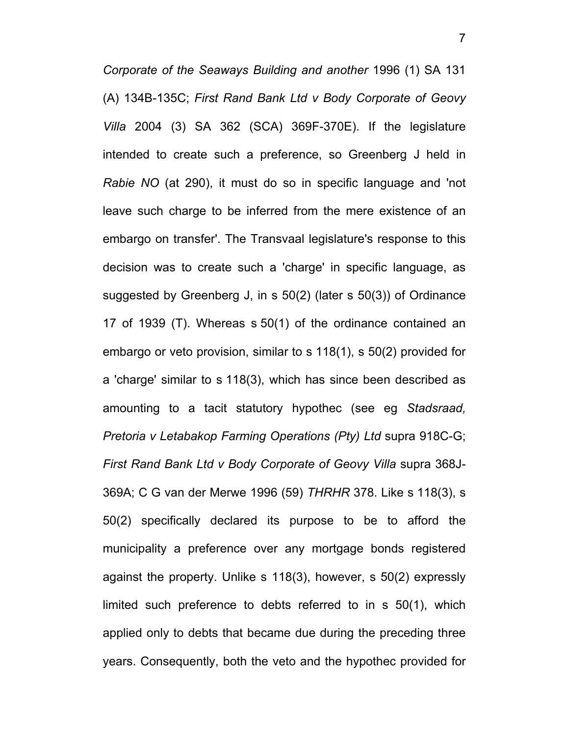*Corporate of the Seaways Building and another* 1996 (1) SA 131 (A) 134B-135C; *First Rand Bank Ltd v Body Corporate of Geovy Villa* 2004 (3) SA 362 (SCA) 369F-370E). If the legislature intended to create such a preference, so Greenberg J held in *Rabie NO* (at 290), it must do so in specific language and 'not leave such charge to be inferred from the mere existence of an embargo on transfer'. The Transvaal legislature's response to this decision was to create such a 'charge' in specific language, as suggested by Greenberg J, in s 50(2) (later s 50(3)) of Ordinance 17 of 1939 (T). Whereas s 50(1) of the ordinance contained an embargo or veto provision, similar to s 118(1), s 50(2) provided for a 'charge' similar to s 118(3), which has since been described as amounting to a tacit statutory hypothec (see eg *Stadsraad, Pretoria v Letabakop Farming Operations (Pty) Ltd* supra 918C-G; *First Rand Bank Ltd v Body Corporate of Geovy Villa* supra 368J-369A; C G van der Merwe 1996 (59) *THRHR* 378. Like s 118(3), s 50(2) specifically declared its purpose to be to afford the municipality a preference over any mortgage bonds registered against the property. Unlike s 118(3), however, s 50(2) expressly limited such preference to debts referred to in s 50(1), which applied only to debts that became due during the preceding three years. Consequently, both the veto and the hypothec provided for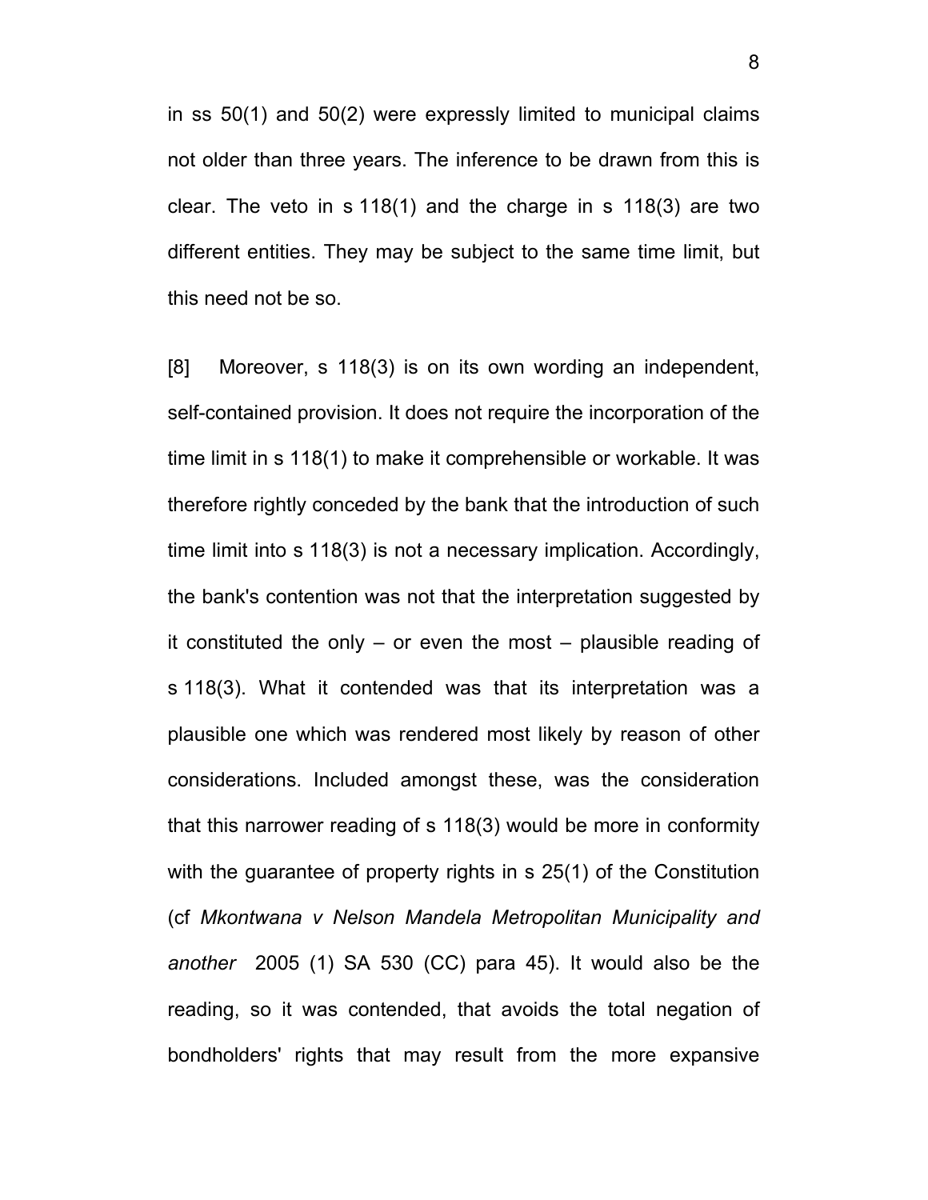in ss 50(1) and 50(2) were expressly limited to municipal claims not older than three years. The inference to be drawn from this is clear. The veto in s 118(1) and the charge in s 118(3) are two different entities. They may be subject to the same time limit, but this need not be so.

[8] Moreover, s 118(3) is on its own wording an independent, self-contained provision. It does not require the incorporation of the time limit in s 118(1) to make it comprehensible or workable. It was therefore rightly conceded by the bank that the introduction of such time limit into s 118(3) is not a necessary implication. Accordingly, the bank's contention was not that the interpretation suggested by it constituted the only – or even the most – plausible reading of s 118(3). What it contended was that its interpretation was a plausible one which was rendered most likely by reason of other considerations. Included amongst these, was the consideration that this narrower reading of s 118(3) would be more in conformity with the guarantee of property rights in s 25(1) of the Constitution (cf *Mkontwana v Nelson Mandela Metropolitan Municipality and another* 2005 (1) SA 530 (CC) para 45). It would also be the reading, so it was contended, that avoids the total negation of bondholders' rights that may result from the more expansive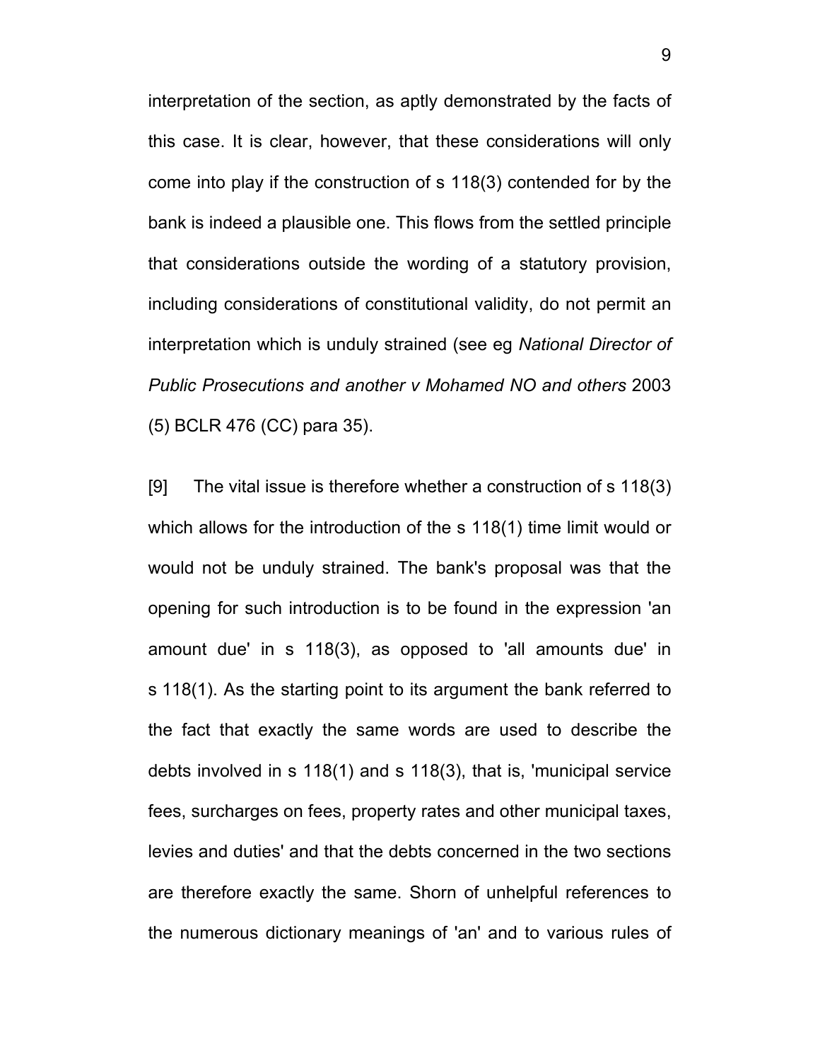interpretation of the section, as aptly demonstrated by the facts of this case. It is clear, however, that these considerations will only come into play if the construction of s 118(3) contended for by the bank is indeed a plausible one. This flows from the settled principle that considerations outside the wording of a statutory provision, including considerations of constitutional validity, do not permit an interpretation which is unduly strained (see eg *National Director of Public Prosecutions and another v Mohamed NO and others* 2003 (5) BCLR 476 (CC) para 35).

[9] The vital issue is therefore whether a construction of s 118(3) which allows for the introduction of the s 118(1) time limit would or would not be unduly strained. The bank's proposal was that the opening for such introduction is to be found in the expression 'an amount due' in s 118(3), as opposed to 'all amounts due' in s 118(1). As the starting point to its argument the bank referred to the fact that exactly the same words are used to describe the debts involved in s 118(1) and s 118(3), that is, 'municipal service fees, surcharges on fees, property rates and other municipal taxes, levies and duties' and that the debts concerned in the two sections are therefore exactly the same. Shorn of unhelpful references to the numerous dictionary meanings of 'an' and to various rules of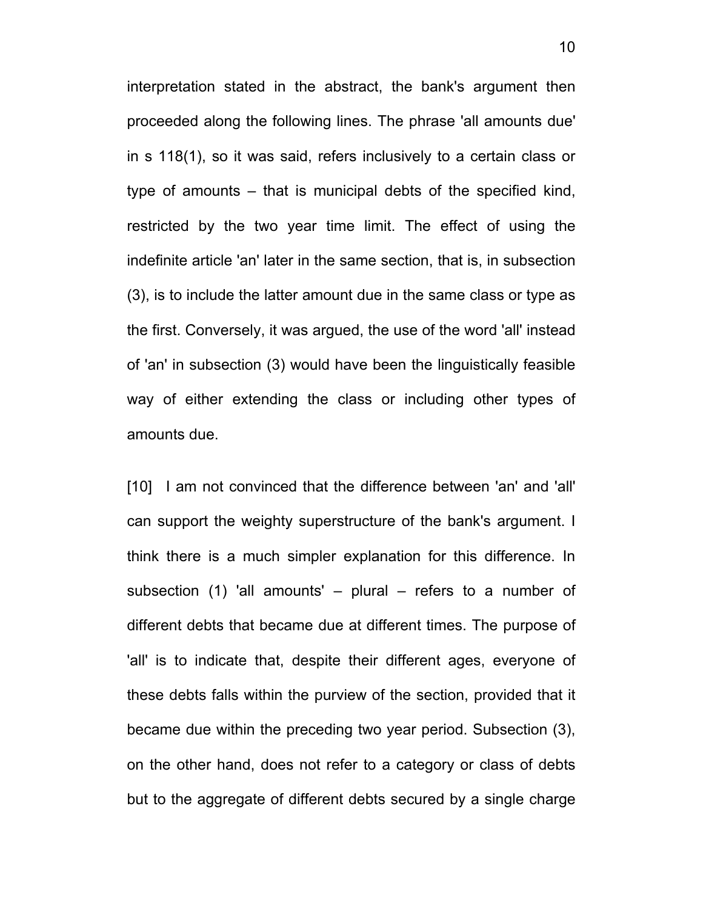interpretation stated in the abstract, the bank's argument then proceeded along the following lines. The phrase 'all amounts due' in s 118(1), so it was said, refers inclusively to a certain class or type of amounts – that is municipal debts of the specified kind, restricted by the two year time limit. The effect of using the indefinite article 'an' later in the same section, that is, in subsection (3), is to include the latter amount due in the same class or type as the first. Conversely, it was argued, the use of the word 'all' instead of 'an' in subsection (3) would have been the linguistically feasible way of either extending the class or including other types of amounts due.

[10] I am not convinced that the difference between 'an' and 'all' can support the weighty superstructure of the bank's argument. I think there is a much simpler explanation for this difference. In subsection (1) 'all amounts' – plural – refers to a number of different debts that became due at different times. The purpose of 'all' is to indicate that, despite their different ages, everyone of these debts falls within the purview of the section, provided that it became due within the preceding two year period. Subsection (3), on the other hand, does not refer to a category or class of debts but to the aggregate of different debts secured by a single charge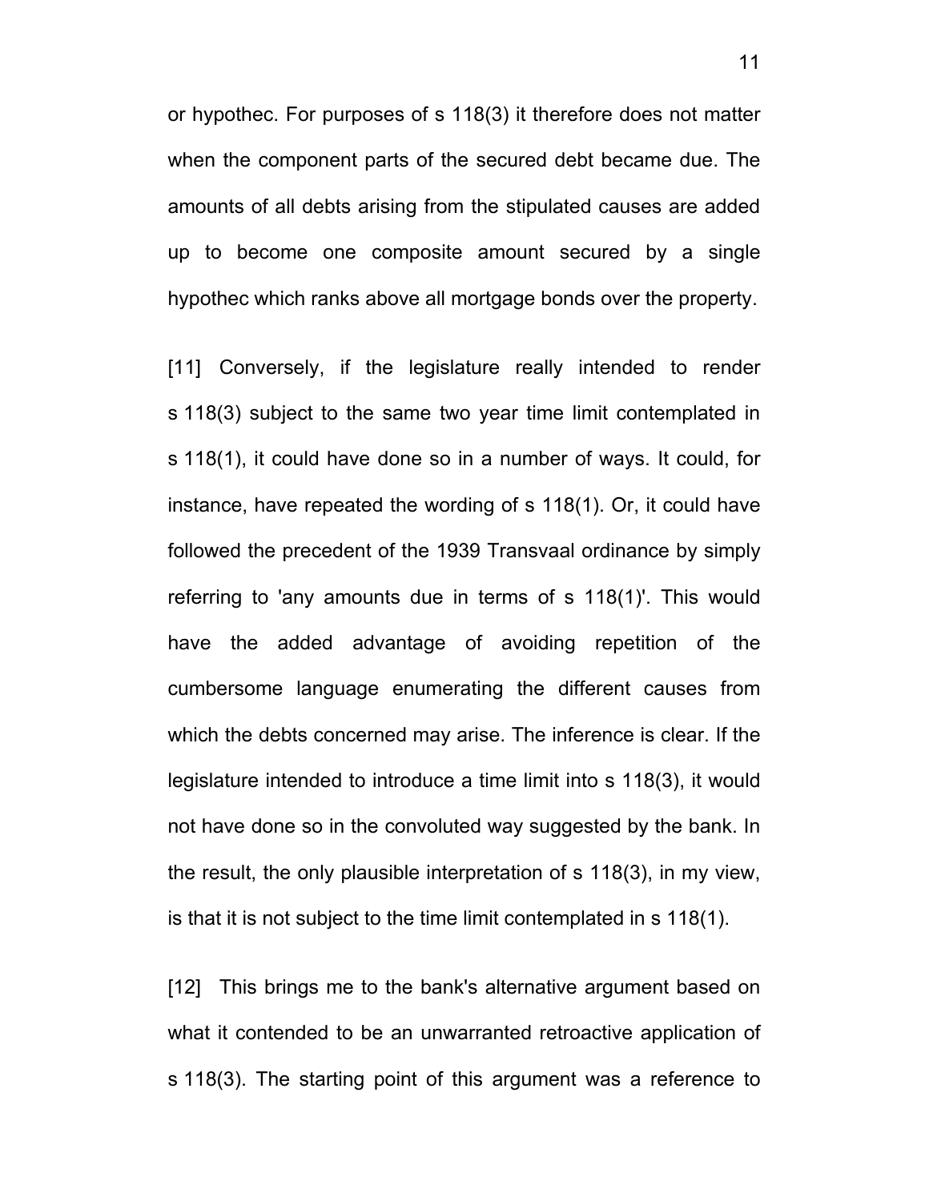or hypothec. For purposes of s 118(3) it therefore does not matter when the component parts of the secured debt became due. The amounts of all debts arising from the stipulated causes are added up to become one composite amount secured by a single hypothec which ranks above all mortgage bonds over the property.

[11] Conversely, if the legislature really intended to render s 118(3) subject to the same two year time limit contemplated in s 118(1), it could have done so in a number of ways. It could, for instance, have repeated the wording of s 118(1). Or, it could have followed the precedent of the 1939 Transvaal ordinance by simply referring to 'any amounts due in terms of s 118(1)'. This would have the added advantage of avoiding repetition of the cumbersome language enumerating the different causes from which the debts concerned may arise. The inference is clear. If the legislature intended to introduce a time limit into s 118(3), it would not have done so in the convoluted way suggested by the bank. In the result, the only plausible interpretation of s 118(3), in my view, is that it is not subject to the time limit contemplated in s 118(1).

[12] This brings me to the bank's alternative argument based on what it contended to be an unwarranted retroactive application of s 118(3). The starting point of this argument was a reference to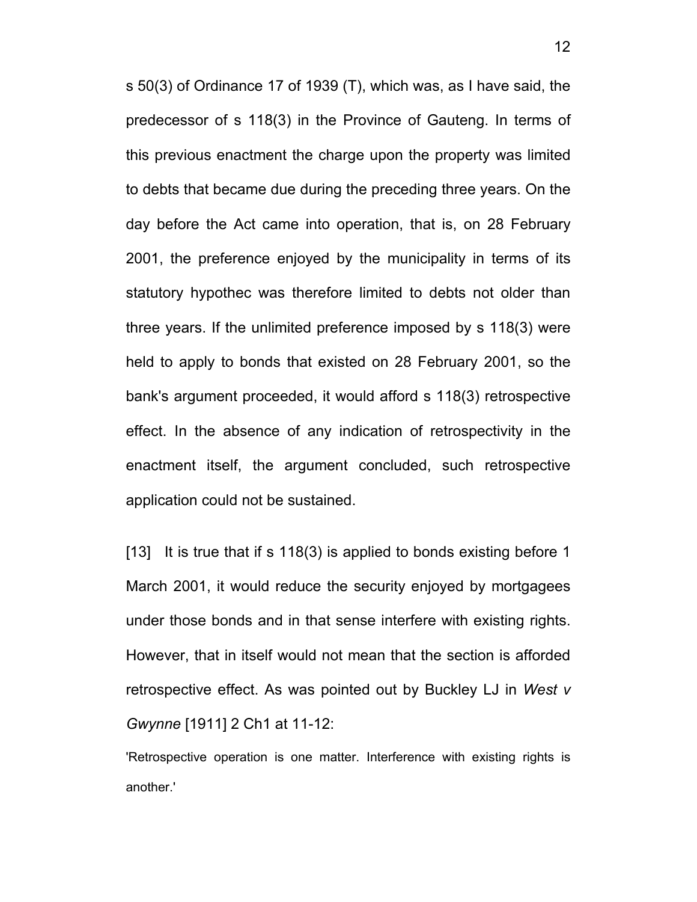s 50(3) of Ordinance 17 of 1939 (T), which was, as I have said, the predecessor of s 118(3) in the Province of Gauteng. In terms of this previous enactment the charge upon the property was limited to debts that became due during the preceding three years. On the day before the Act came into operation, that is, on 28 February 2001, the preference enjoyed by the municipality in terms of its statutory hypothec was therefore limited to debts not older than three years. If the unlimited preference imposed by s 118(3) were held to apply to bonds that existed on 28 February 2001, so the bank's argument proceeded, it would afford s 118(3) retrospective effect. In the absence of any indication of retrospectivity in the enactment itself, the argument concluded, such retrospective application could not be sustained.

[13] It is true that if s 118(3) is applied to bonds existing before 1 March 2001, it would reduce the security enjoyed by mortgagees under those bonds and in that sense interfere with existing rights. However, that in itself would not mean that the section is afforded retrospective effect. As was pointed out by Buckley LJ in *West v Gwynne* [1911] 2 Ch1 at 11-12:

'Retrospective operation is one matter. Interference with existing rights is another.'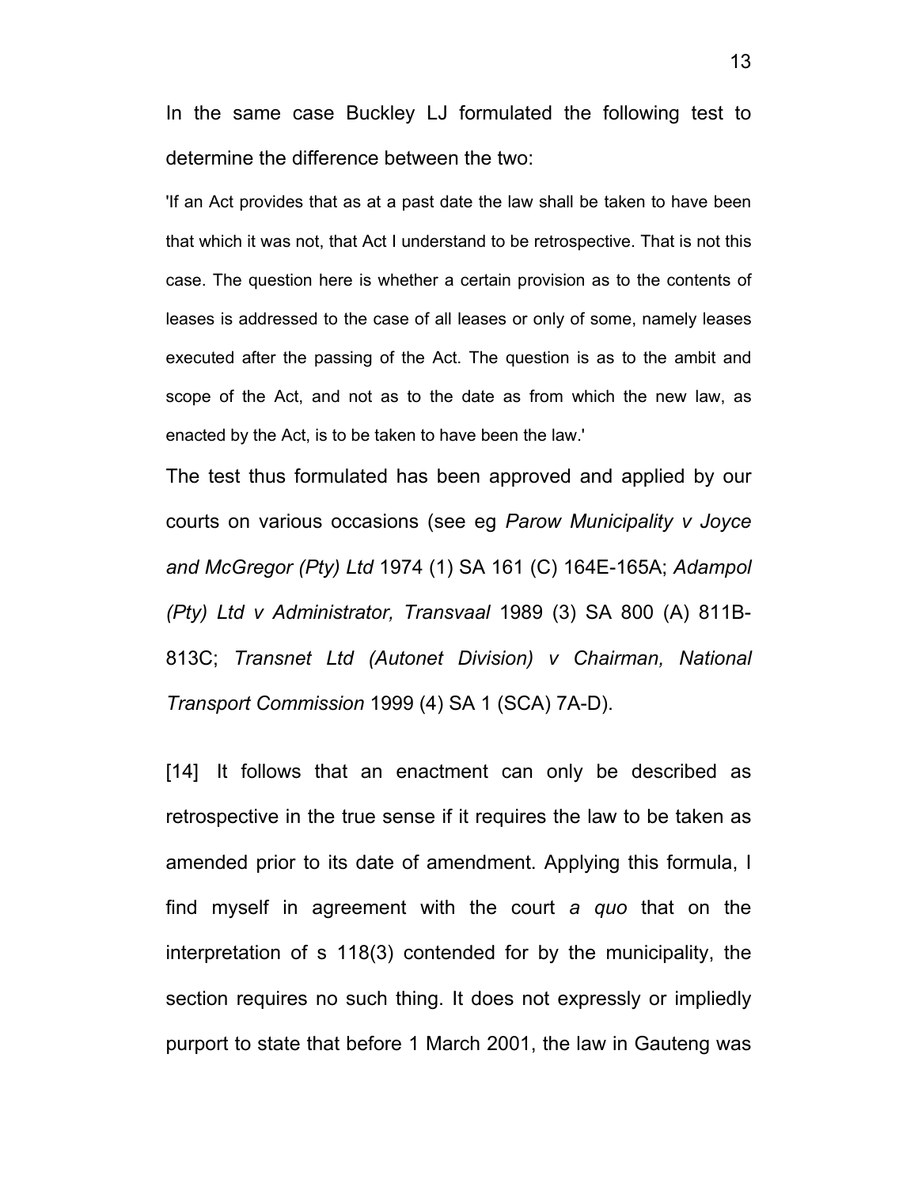In the same case Buckley LJ formulated the following test to determine the difference between the two:

> 'If an Act provides that as at a past date the law shall be taken to have been that which it was not, that Act I understand to be retrospective. That is not this case. The question here is whether a certain provision as to the contents of leases is addressed to the case of all leases or only of some, namely leases executed after the passing of the Act. The question is as to the ambit and scope of the Act, and not as to the date as from which the new law, as enacted by the Act, is to be taken to have been the law.'

The test thus formulated has been approved and applied by our courts on various occasions (see eg *Parow Municipality v Joyce and McGregor (Pty) Ltd* 1974 (1) SA 161 (C) 164E-165A; *Adampol (Pty) Ltd v Administrator, Transvaal* 1989 (3) SA 800 (A) 811B-813C; *Transnet Ltd (Autonet Division) v Chairman, National Transport Commission* 1999 (4) SA 1 (SCA) 7A-D).

[14] It follows that an enactment can only be described as retrospective in the true sense if it requires the law to be taken as amended prior to its date of amendment. Applying this formula, I find myself in agreement with the court *a quo* that on the interpretation of s 118(3) contended for by the municipality, the section requires no such thing. It does not expressly or impliedly purport to state that before 1 March 2001, the law in Gauteng was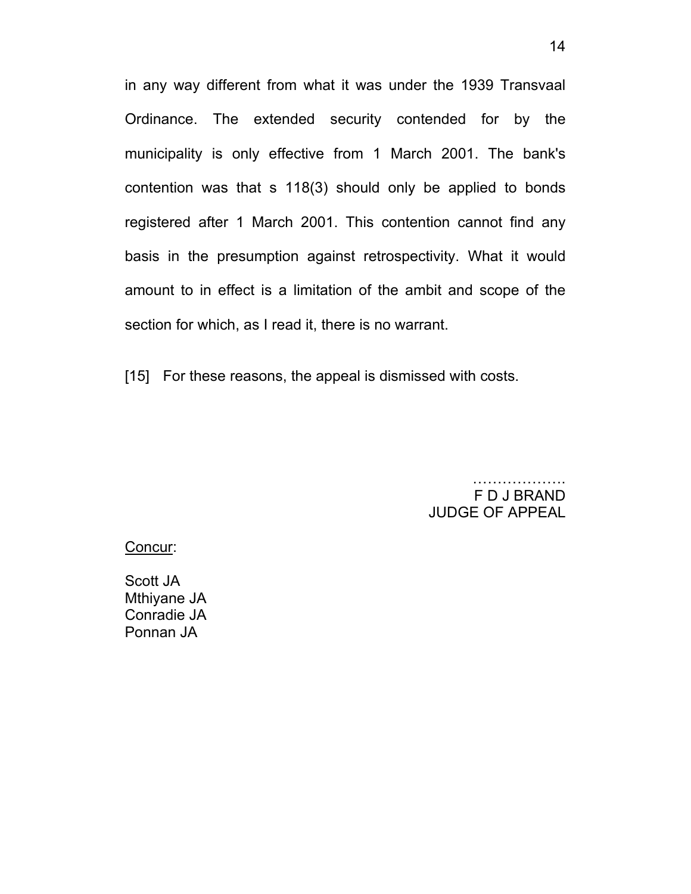in any way different from what it was under the 1939 Transvaal Ordinance. The extended security contended for by the municipality is only effective from 1 March 2001. The bank's contention was that s 118(3) should only be applied to bonds registered after 1 March 2001. This contention cannot find any basis in the presumption against retrospectivity. What it would amount to in effect is a limitation of the ambit and scope of the section for which, as I read it, there is no warrant.

[15] For these reasons, the appeal is dismissed with costs.

……………….
F D J BRAND
JUDGE OF APPEAL

Concur:

Scott JA
Mthiyane JA
Conradie JA
Ponnan JA